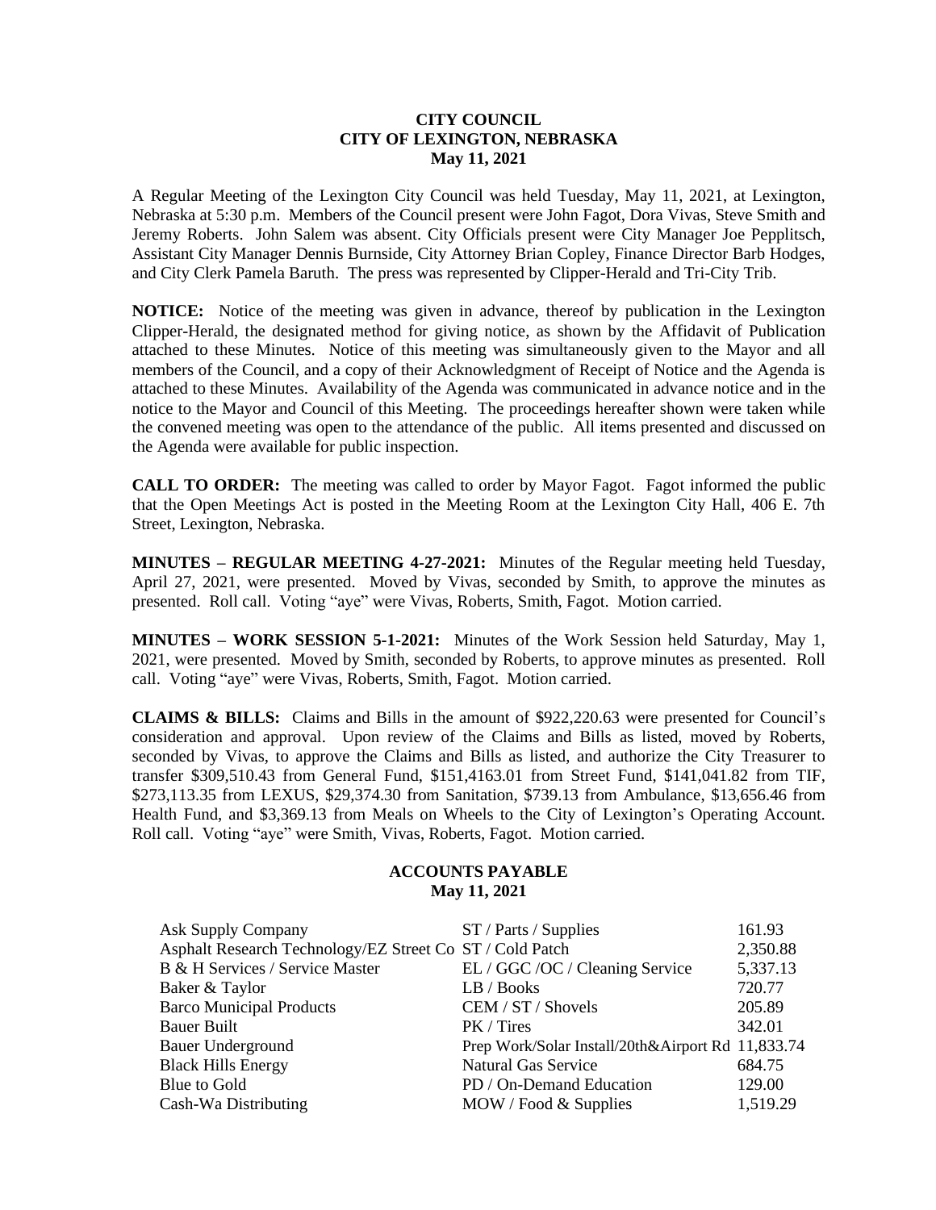**CITY COUNCIL**
**CITY OF LEXINGTON, NEBRASKA**
**May 11, 2021**

A Regular Meeting of the Lexington City Council was held Tuesday, May 11, 2021, at Lexington, Nebraska at 5:30 p.m. Members of the Council present were John Fagot, Dora Vivas, Steve Smith and Jeremy Roberts. John Salem was absent. City Officials present were City Manager Joe Pepplitsch, Assistant City Manager Dennis Burnside, City Attorney Brian Copley, Finance Director Barb Hodges, and City Clerk Pamela Baruth. The press was represented by Clipper-Herald and Tri-City Trib.

**NOTICE:** Notice of the meeting was given in advance, thereof by publication in the Lexington Clipper-Herald, the designated method for giving notice, as shown by the Affidavit of Publication attached to these Minutes. Notice of this meeting was simultaneously given to the Mayor and all members of the Council, and a copy of their Acknowledgment of Receipt of Notice and the Agenda is attached to these Minutes. Availability of the Agenda was communicated in advance notice and in the notice to the Mayor and Council of this Meeting. The proceedings hereafter shown were taken while the convened meeting was open to the attendance of the public. All items presented and discussed on the Agenda were available for public inspection.

**CALL TO ORDER:** The meeting was called to order by Mayor Fagot. Fagot informed the public that the Open Meetings Act is posted in the Meeting Room at the Lexington City Hall, 406 E. 7th Street, Lexington, Nebraska.

**MINUTES – REGULAR MEETING 4-27-2021:** Minutes of the Regular meeting held Tuesday, April 27, 2021, were presented. Moved by Vivas, seconded by Smith, to approve the minutes as presented. Roll call. Voting "aye" were Vivas, Roberts, Smith, Fagot. Motion carried.

**MINUTES – WORK SESSION 5-1-2021:** Minutes of the Work Session held Saturday, May 1, 2021, were presented. Moved by Smith, seconded by Roberts, to approve minutes as presented. Roll call. Voting "aye" were Vivas, Roberts, Smith, Fagot. Motion carried.

**CLAIMS & BILLS:** Claims and Bills in the amount of $922,220.63 were presented for Council's consideration and approval. Upon review of the Claims and Bills as listed, moved by Roberts, seconded by Vivas, to approve the Claims and Bills as listed, and authorize the City Treasurer to transfer $309,510.43 from General Fund, $151,4163.01 from Street Fund, $141,041.82 from TIF, $273,113.35 from LEXUS, $29,374.30 from Sanitation, $739.13 from Ambulance, $13,656.46 from Health Fund, and $3,369.13 from Meals on Wheels to the City of Lexington's Operating Account. Roll call. Voting "aye" were Smith, Vivas, Roberts, Fagot. Motion carried.

**ACCOUNTS PAYABLE**
**May 11, 2021**

| | | |
|---|---|---|
| Ask Supply Company | ST / Parts / Supplies | 161.93 |
| Asphalt Research Technology/EZ Street Co | ST / Cold Patch | 2,350.88 |
| B & H Services / Service Master | EL / GGC /OC / Cleaning Service | 5,337.13 |
| Baker & Taylor | LB / Books | 720.77 |
| Barco Municipal Products | CEM / ST / Shovels | 205.89 |
| Bauer Built | PK / Tires | 342.01 |
| Bauer Underground | Prep Work/Solar Install/20th&Airport Rd | 11,833.74 |
| Black Hills Energy | Natural Gas Service | 684.75 |
| Blue to Gold | PD / On-Demand Education | 129.00 |
| Cash-Wa Distributing | MOW / Food & Supplies | 1,519.29 |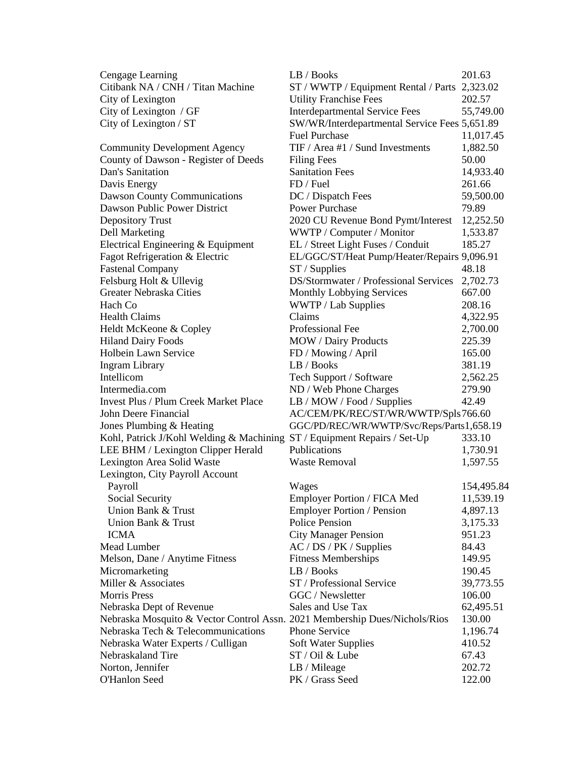| | | |
|---|---|---|
| Cengage Learning | LB / Books | 201.63 |
| Citibank NA / CNH / Titan Machine | ST / WWTP / Equipment Rental / Parts | 2,323.02 |
| City of Lexington | Utility Franchise Fees | 202.57 |
| City of Lexington / GF | Interdepartmental Service Fees | 55,749.00 |
| City of Lexington / ST | SW/WR/Interdepartmental Service Fees | 5,651.89 |
| | Fuel Purchase | 11,017.45 |
| Community Development Agency | TIF / Area #1 / Sund Investments | 1,882.50 |
| County of Dawson - Register of Deeds | Filing Fees | 50.00 |
| Dan's Sanitation | Sanitation Fees | 14,933.40 |
| Davis Energy | FD / Fuel | 261.66 |
| Dawson County Communications | DC / Dispatch Fees | 59,500.00 |
| Dawson Public Power District | Power Purchase | 79.89 |
| Depository Trust | 2020 CU Revenue Bond Pymt/Interest | 12,252.50 |
| Dell Marketing | WWTP / Computer / Monitor | 1,533.87 |
| Electrical Engineering & Equipment | EL / Street Light Fuses / Conduit | 185.27 |
| Fagot Refrigeration & Electric | EL/GGC/ST/Heat Pump/Heater/Repairs | 9,096.91 |
| Fastenal Company | ST / Supplies | 48.18 |
| Felsburg Holt & Ullevig | DS/Stormwater / Professional Services | 2,702.73 |
| Greater Nebraska Cities | Monthly Lobbying Services | 667.00 |
| Hach Co | WWTP / Lab Supplies | 208.16 |
| Health Claims | Claims | 4,322.95 |
| Heldt McKeone & Copley | Professional Fee | 2,700.00 |
| Hiland Dairy Foods | MOW / Dairy Products | 225.39 |
| Holbein Lawn Service | FD / Mowing / April | 165.00 |
| Ingram Library | LB / Books | 381.19 |
| Intellicom | Tech Support / Software | 2,562.25 |
| Intermedia.com | ND / Web Phone Charges | 279.90 |
| Invest Plus / Plum Creek Market Place | LB / MOW / Food / Supplies | 42.49 |
| John Deere Financial | AC/CEM/PK/REC/ST/WR/WWTP/Spls | 766.60 |
| Jones Plumbing & Heating | GGC/PD/REC/WR/WWTP/Svc/Reps/Parts | 1,658.19 |
| Kohl, Patrick J/Kohl Welding & Machining | ST / Equipment Repairs / Set-Up | 333.10 |
| LEE BHM / Lexington Clipper Herald | Publications | 1,730.91 |
| Lexington Area Solid Waste | Waste Removal | 1,597.55 |
| Lexington, City Payroll Account | | |
| Payroll | Wages | 154,495.84 |
| Social Security | Employer Portion / FICA Med | 11,539.19 |
| Union Bank & Trust | Employer Portion / Pension | 4,897.13 |
| Union Bank & Trust | Police Pension | 3,175.33 |
| ICMA | City Manager Pension | 951.23 |
| Mead Lumber | AC / DS / PK / Supplies | 84.43 |
| Melson, Dane / Anytime Fitness | Fitness Memberships | 149.95 |
| Micromarketing | LB / Books | 190.45 |
| Miller & Associates | ST / Professional Service | 39,773.55 |
| Morris Press | GGC / Newsletter | 106.00 |
| Nebraska Dept of Revenue | Sales and Use Tax | 62,495.51 |
| Nebraska Mosquito & Vector Control Assn. | 2021 Membership Dues/Nichols/Rios | 130.00 |
| Nebraska Tech & Telecommunications | Phone Service | 1,196.74 |
| Nebraska Water Experts / Culligan | Soft Water Supplies | 410.52 |
| Nebraskaland Tire | ST / Oil & Lube | 67.43 |
| Norton, Jennifer | LB / Mileage | 202.72 |
| O'Hanlon Seed | PK / Grass Seed | 122.00 |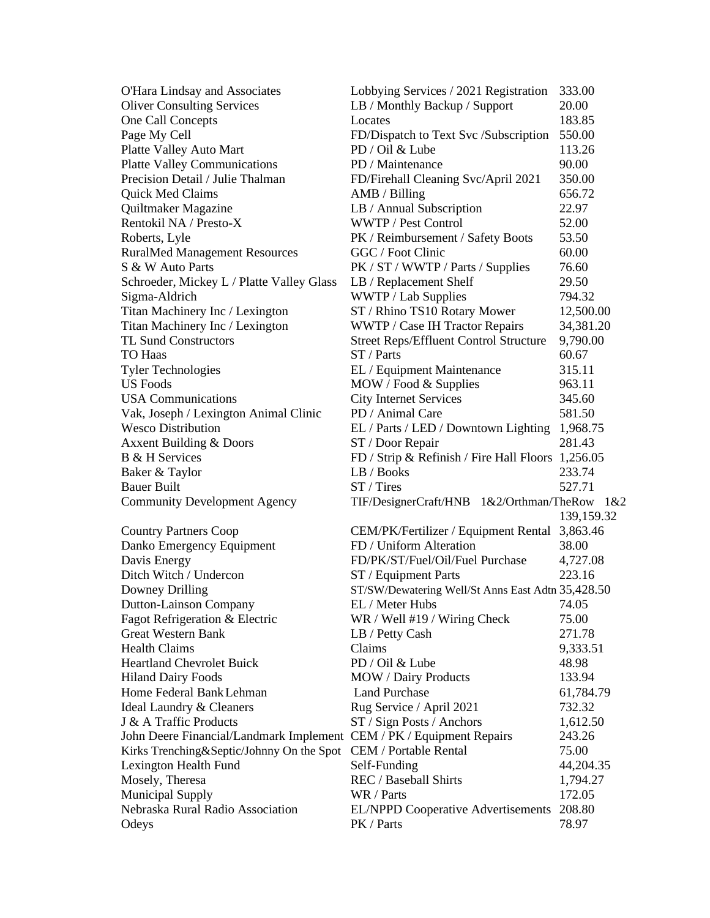| | | |
|---|---|---|
| O'Hara Lindsay and Associates | Lobbying Services / 2021 Registration | 333.00 |
| Oliver Consulting Services | LB / Monthly Backup / Support | 20.00 |
| One Call Concepts | Locates | 183.85 |
| Page My Cell | FD/Dispatch to Text Svc /Subscription | 550.00 |
| Platte Valley Auto Mart | PD / Oil & Lube | 113.26 |
| Platte Valley Communications | PD / Maintenance | 90.00 |
| Precision Detail / Julie Thalman | FD/Firehall Cleaning Svc/April 2021 | 350.00 |
| Quick Med Claims | AMB / Billing | 656.72 |
| Quiltmaker Magazine | LB / Annual Subscription | 22.97 |
| Rentokil NA / Presto-X | WWTP / Pest Control | 52.00 |
| Roberts, Lyle | PK / Reimbursement / Safety Boots | 53.50 |
| RuralMed Management Resources | GGC / Foot Clinic | 60.00 |
| S & W Auto Parts | PK / ST / WWTP / Parts / Supplies | 76.60 |
| Schroeder, Mickey L / Platte Valley Glass | LB / Replacement Shelf | 29.50 |
| Sigma-Aldrich | WWTP / Lab Supplies | 794.32 |
| Titan Machinery Inc / Lexington | ST / Rhino TS10 Rotary Mower | 12,500.00 |
| Titan Machinery Inc / Lexington | WWTP / Case IH Tractor Repairs | 34,381.20 |
| TL Sund Constructors | Street Reps/Effluent Control Structure | 9,790.00 |
| TO Haas | ST / Parts | 60.67 |
| Tyler Technologies | EL / Equipment Maintenance | 315.11 |
| US Foods | MOW / Food & Supplies | 963.11 |
| USA Communications | City Internet Services | 345.60 |
| Vak, Joseph / Lexington Animal Clinic | PD / Animal Care | 581.50 |
| Wesco Distribution | EL / Parts / LED / Downtown Lighting | 1,968.75 |
| Axxent Building & Doors | ST / Door Repair | 281.43 |
| B & H Services | FD / Strip & Refinish / Fire Hall Floors | 1,256.05 |
| Baker & Taylor | LB / Books | 233.74 |
| Bauer Built | ST / Tires | 527.71 |
| Community Development Agency | TIF/DesignerCraft/HNB 1&2/Orthman/TheRow 1&2 | 139,159.32 |
| Country Partners Coop | CEM/PK/Fertilizer / Equipment Rental | 3,863.46 |
| Danko Emergency Equipment | FD / Uniform Alteration | 38.00 |
| Davis Energy | FD/PK/ST/Fuel/Oil/Fuel Purchase | 4,727.08 |
| Ditch Witch / Undercon | ST / Equipment Parts | 223.16 |
| Downey Drilling | ST/SW/Dewatering Well/St Anns East Adtn | 35,428.50 |
| Dutton-Lainson Company | EL / Meter Hubs | 74.05 |
| Fagot Refrigeration & Electric | WR / Well #19 / Wiring Check | 75.00 |
| Great Western Bank | LB / Petty Cash | 271.78 |
| Health Claims | Claims | 9,333.51 |
| Heartland Chevrolet Buick | PD / Oil & Lube | 48.98 |
| Hiland Dairy Foods | MOW / Dairy Products | 133.94 |
| Home Federal Bank Lehman | Land Purchase | 61,784.79 |
| Ideal Laundry & Cleaners | Rug Service / April 2021 | 732.32 |
| J & A Traffic Products | ST / Sign Posts / Anchors | 1,612.50 |
| John Deere Financial/Landmark Implement | CEM / PK / Equipment Repairs | 243.26 |
| Kirks Trenching&Septic/Johnny On the Spot | CEM / Portable Rental | 75.00 |
| Lexington Health Fund | Self-Funding | 44,204.35 |
| Mosely, Theresa | REC / Baseball Shirts | 1,794.27 |
| Municipal Supply | WR / Parts | 172.05 |
| Nebraska Rural Radio Association | EL/NPPD Cooperative Advertisements | 208.80 |
| Odeys | PK / Parts | 78.97 |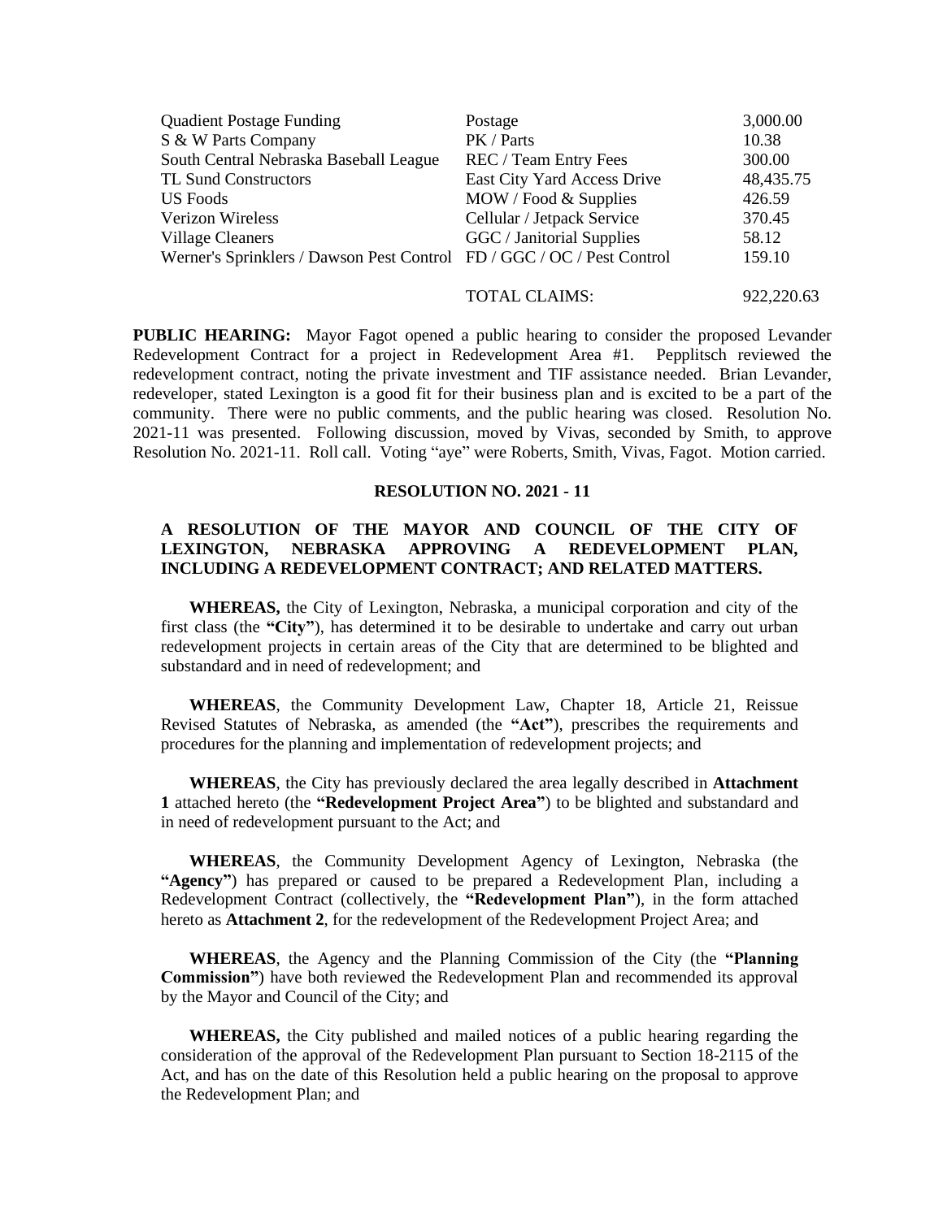| | | |
|---|---|---|
| Quadient Postage Funding | Postage | 3,000.00 |
| S & W Parts Company | PK / Parts | 10.38 |
| South Central Nebraska Baseball League | REC / Team Entry Fees | 300.00 |
| TL Sund Constructors | East City Yard Access Drive | 48,435.75 |
| US Foods | MOW / Food & Supplies | 426.59 |
| Verizon Wireless | Cellular / Jetpack Service | 370.45 |
| Village Cleaners | GGC / Janitorial Supplies | 58.12 |
| Werner's Sprinklers / Dawson Pest Control | FD / GGC / OC / Pest Control | 159.10 |
| | TOTAL CLAIMS: | 922,220.63 |

**PUBLIC HEARING:** Mayor Fagot opened a public hearing to consider the proposed Levander Redevelopment Contract for a project in Redevelopment Area #1. Pepplitsch reviewed the redevelopment contract, noting the private investment and TIF assistance needed. Brian Levander, redeveloper, stated Lexington is a good fit for their business plan and is excited to be a part of the community. There were no public comments, and the public hearing was closed. Resolution No. 2021-11 was presented. Following discussion, moved by Vivas, seconded by Smith, to approve Resolution No. 2021-11. Roll call. Voting "aye" were Roberts, Smith, Vivas, Fagot. Motion carried.

**RESOLUTION NO. 2021 - 11**

**A RESOLUTION OF THE MAYOR AND COUNCIL OF THE CITY OF LEXINGTON, NEBRASKA APPROVING A REDEVELOPMENT PLAN, INCLUDING A REDEVELOPMENT CONTRACT; AND RELATED MATTERS.**

**WHEREAS,** the City of Lexington, Nebraska, a municipal corporation and city of the first class (the **"City"**), has determined it to be desirable to undertake and carry out urban redevelopment projects in certain areas of the City that are determined to be blighted and substandard and in need of redevelopment; and

**WHEREAS**, the Community Development Law, Chapter 18, Article 21, Reissue Revised Statutes of Nebraska, as amended (the **"Act"**), prescribes the requirements and procedures for the planning and implementation of redevelopment projects; and

**WHEREAS**, the City has previously declared the area legally described in **Attachment 1** attached hereto (the **"Redevelopment Project Area"**) to be blighted and substandard and in need of redevelopment pursuant to the Act; and

**WHEREAS**, the Community Development Agency of Lexington, Nebraska (the **"Agency"**) has prepared or caused to be prepared a Redevelopment Plan, including a Redevelopment Contract (collectively, the **"Redevelopment Plan"**), in the form attached hereto as **Attachment 2**, for the redevelopment of the Redevelopment Project Area; and

**WHEREAS**, the Agency and the Planning Commission of the City (the **"Planning Commission"**) have both reviewed the Redevelopment Plan and recommended its approval by the Mayor and Council of the City; and

**WHEREAS,** the City published and mailed notices of a public hearing regarding the consideration of the approval of the Redevelopment Plan pursuant to Section 18-2115 of the Act, and has on the date of this Resolution held a public hearing on the proposal to approve the Redevelopment Plan; and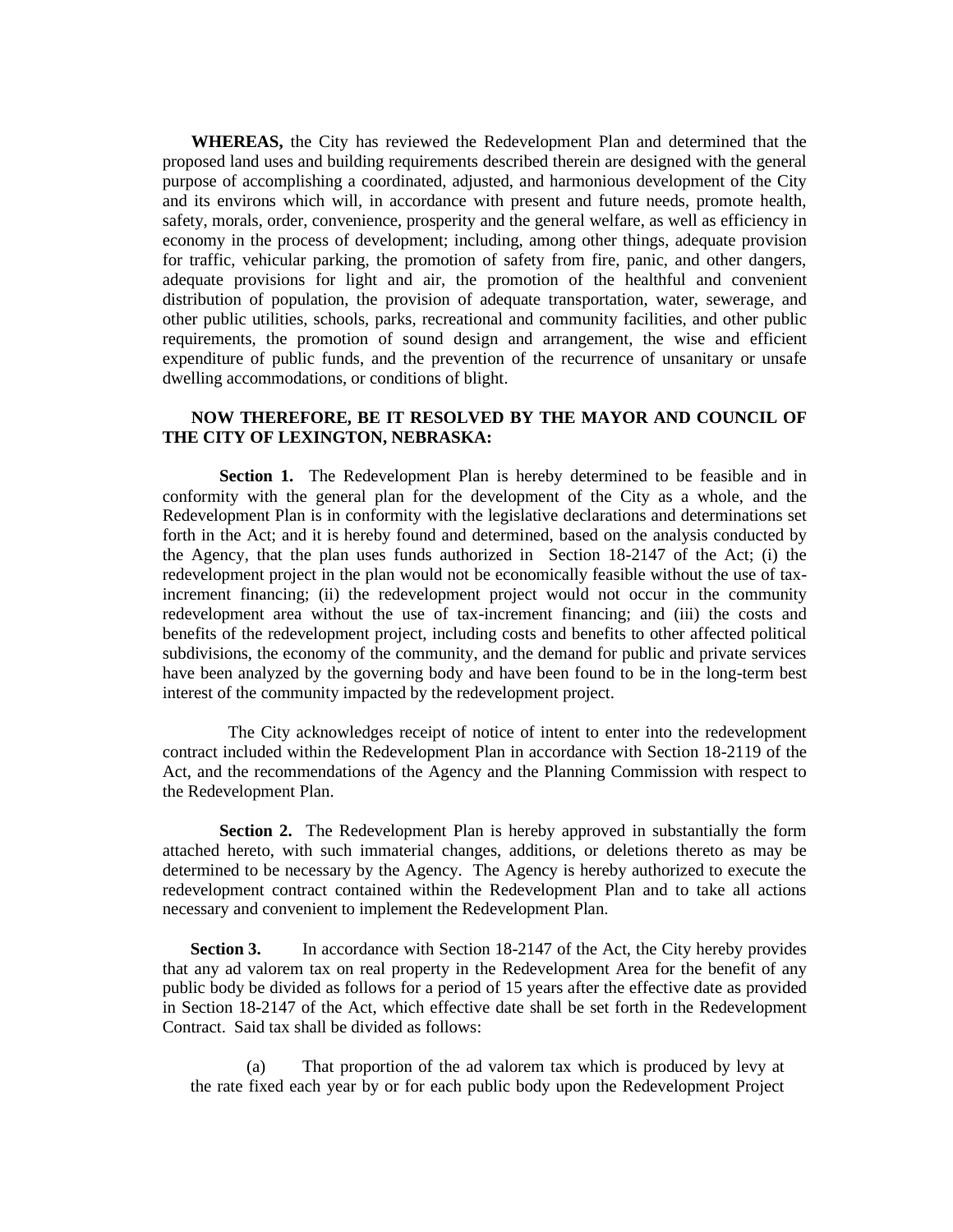**WHEREAS,** the City has reviewed the Redevelopment Plan and determined that the proposed land uses and building requirements described therein are designed with the general purpose of accomplishing a coordinated, adjusted, and harmonious development of the City and its environs which will, in accordance with present and future needs, promote health, safety, morals, order, convenience, prosperity and the general welfare, as well as efficiency in economy in the process of development; including, among other things, adequate provision for traffic, vehicular parking, the promotion of safety from fire, panic, and other dangers, adequate provisions for light and air, the promotion of the healthful and convenient distribution of population, the provision of adequate transportation, water, sewerage, and other public utilities, schools, parks, recreational and community facilities, and other public requirements, the promotion of sound design and arrangement, the wise and efficient expenditure of public funds, and the prevention of the recurrence of unsanitary or unsafe dwelling accommodations, or conditions of blight.

**NOW THEREFORE, BE IT RESOLVED BY THE MAYOR AND COUNCIL OF THE CITY OF LEXINGTON, NEBRASKA:**

**Section 1.** The Redevelopment Plan is hereby determined to be feasible and in conformity with the general plan for the development of the City as a whole, and the Redevelopment Plan is in conformity with the legislative declarations and determinations set forth in the Act; and it is hereby found and determined, based on the analysis conducted by the Agency, that the plan uses funds authorized in Section 18-2147 of the Act; (i) the redevelopment project in the plan would not be economically feasible without the use of tax-increment financing; (ii) the redevelopment project would not occur in the community redevelopment area without the use of tax-increment financing; and (iii) the costs and benefits of the redevelopment project, including costs and benefits to other affected political subdivisions, the economy of the community, and the demand for public and private services have been analyzed by the governing body and have been found to be in the long-term best interest of the community impacted by the redevelopment project.

The City acknowledges receipt of notice of intent to enter into the redevelopment contract included within the Redevelopment Plan in accordance with Section 18-2119 of the Act, and the recommendations of the Agency and the Planning Commission with respect to the Redevelopment Plan.

**Section 2.** The Redevelopment Plan is hereby approved in substantially the form attached hereto, with such immaterial changes, additions, or deletions thereto as may be determined to be necessary by the Agency. The Agency is hereby authorized to execute the redevelopment contract contained within the Redevelopment Plan and to take all actions necessary and convenient to implement the Redevelopment Plan.

**Section 3.** In accordance with Section 18-2147 of the Act, the City hereby provides that any ad valorem tax on real property in the Redevelopment Area for the benefit of any public body be divided as follows for a period of 15 years after the effective date as provided in Section 18-2147 of the Act, which effective date shall be set forth in the Redevelopment Contract. Said tax shall be divided as follows:

(a) That proportion of the ad valorem tax which is produced by levy at the rate fixed each year by or for each public body upon the Redevelopment Project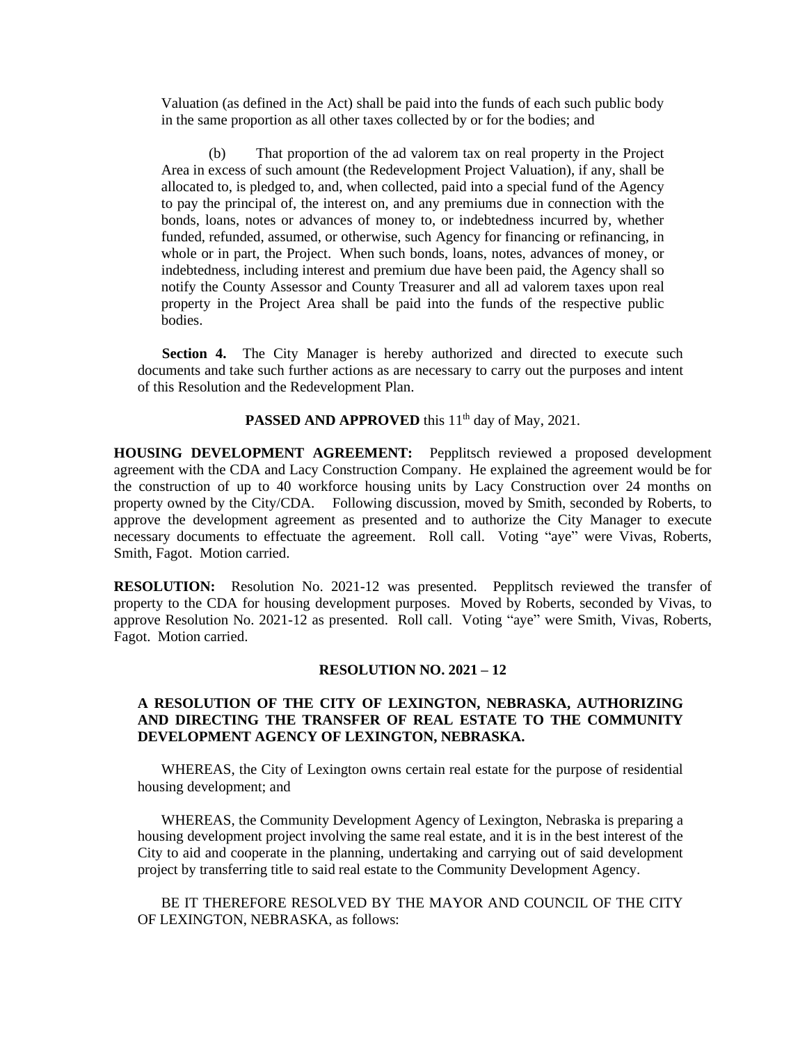Valuation (as defined in the Act) shall be paid into the funds of each such public body in the same proportion as all other taxes collected by or for the bodies; and

(b) That proportion of the ad valorem tax on real property in the Project Area in excess of such amount (the Redevelopment Project Valuation), if any, shall be allocated to, is pledged to, and, when collected, paid into a special fund of the Agency to pay the principal of, the interest on, and any premiums due in connection with the bonds, loans, notes or advances of money to, or indebtedness incurred by, whether funded, refunded, assumed, or otherwise, such Agency for financing or refinancing, in whole or in part, the Project. When such bonds, loans, notes, advances of money, or indebtedness, including interest and premium due have been paid, the Agency shall so notify the County Assessor and County Treasurer and all ad valorem taxes upon real property in the Project Area shall be paid into the funds of the respective public bodies.

**Section 4.** The City Manager is hereby authorized and directed to execute such documents and take such further actions as are necessary to carry out the purposes and intent of this Resolution and the Redevelopment Plan.

**PASSED AND APPROVED** this 11th day of May, 2021.

**HOUSING DEVELOPMENT AGREEMENT:** Pepplitsch reviewed a proposed development agreement with the CDA and Lacy Construction Company. He explained the agreement would be for the construction of up to 40 workforce housing units by Lacy Construction over 24 months on property owned by the City/CDA. Following discussion, moved by Smith, seconded by Roberts, to approve the development agreement as presented and to authorize the City Manager to execute necessary documents to effectuate the agreement. Roll call. Voting "aye" were Vivas, Roberts, Smith, Fagot. Motion carried.

**RESOLUTION:** Resolution No. 2021-12 was presented. Pepplitsch reviewed the transfer of property to the CDA for housing development purposes. Moved by Roberts, seconded by Vivas, to approve Resolution No. 2021-12 as presented. Roll call. Voting "aye" were Smith, Vivas, Roberts, Fagot. Motion carried.

**RESOLUTION NO. 2021 – 12**

**A RESOLUTION OF THE CITY OF LEXINGTON, NEBRASKA, AUTHORIZING AND DIRECTING THE TRANSFER OF REAL ESTATE TO THE COMMUNITY DEVELOPMENT AGENCY OF LEXINGTON, NEBRASKA.**

WHEREAS, the City of Lexington owns certain real estate for the purpose of residential housing development; and

WHEREAS, the Community Development Agency of Lexington, Nebraska is preparing a housing development project involving the same real estate, and it is in the best interest of the City to aid and cooperate in the planning, undertaking and carrying out of said development project by transferring title to said real estate to the Community Development Agency.

BE IT THEREFORE RESOLVED BY THE MAYOR AND COUNCIL OF THE CITY OF LEXINGTON, NEBRASKA, as follows: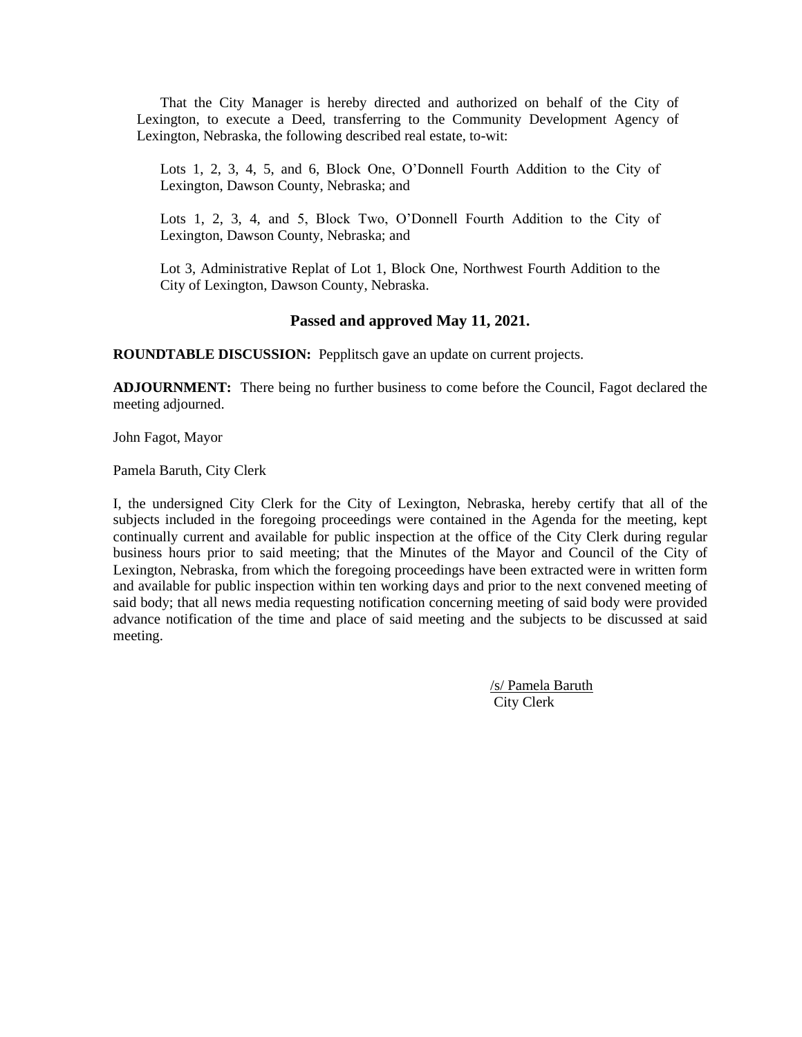That the City Manager is hereby directed and authorized on behalf of the City of Lexington, to execute a Deed, transferring to the Community Development Agency of Lexington, Nebraska, the following described real estate, to-wit:

Lots 1, 2, 3, 4, 5, and 6, Block One, O'Donnell Fourth Addition to the City of Lexington, Dawson County, Nebraska; and

Lots 1, 2, 3, 4, and 5, Block Two, O'Donnell Fourth Addition to the City of Lexington, Dawson County, Nebraska; and

Lot 3, Administrative Replat of Lot 1, Block One, Northwest Fourth Addition to the City of Lexington, Dawson County, Nebraska.

**Passed and approved May 11, 2021.**

**ROUNDTABLE DISCUSSION:** Pepplitsch gave an update on current projects.

**ADJOURNMENT:** There being no further business to come before the Council, Fagot declared the meeting adjourned.

John Fagot, Mayor

Pamela Baruth, City Clerk

I, the undersigned City Clerk for the City of Lexington, Nebraska, hereby certify that all of the subjects included in the foregoing proceedings were contained in the Agenda for the meeting, kept continually current and available for public inspection at the office of the City Clerk during regular business hours prior to said meeting; that the Minutes of the Mayor and Council of the City of Lexington, Nebraska, from which the foregoing proceedings have been extracted were in written form and available for public inspection within ten working days and prior to the next convened meeting of said body; that all news media requesting notification concerning meeting of said body were provided advance notification of the time and place of said meeting and the subjects to be discussed at said meeting.

/s/ Pamela Baruth
City Clerk